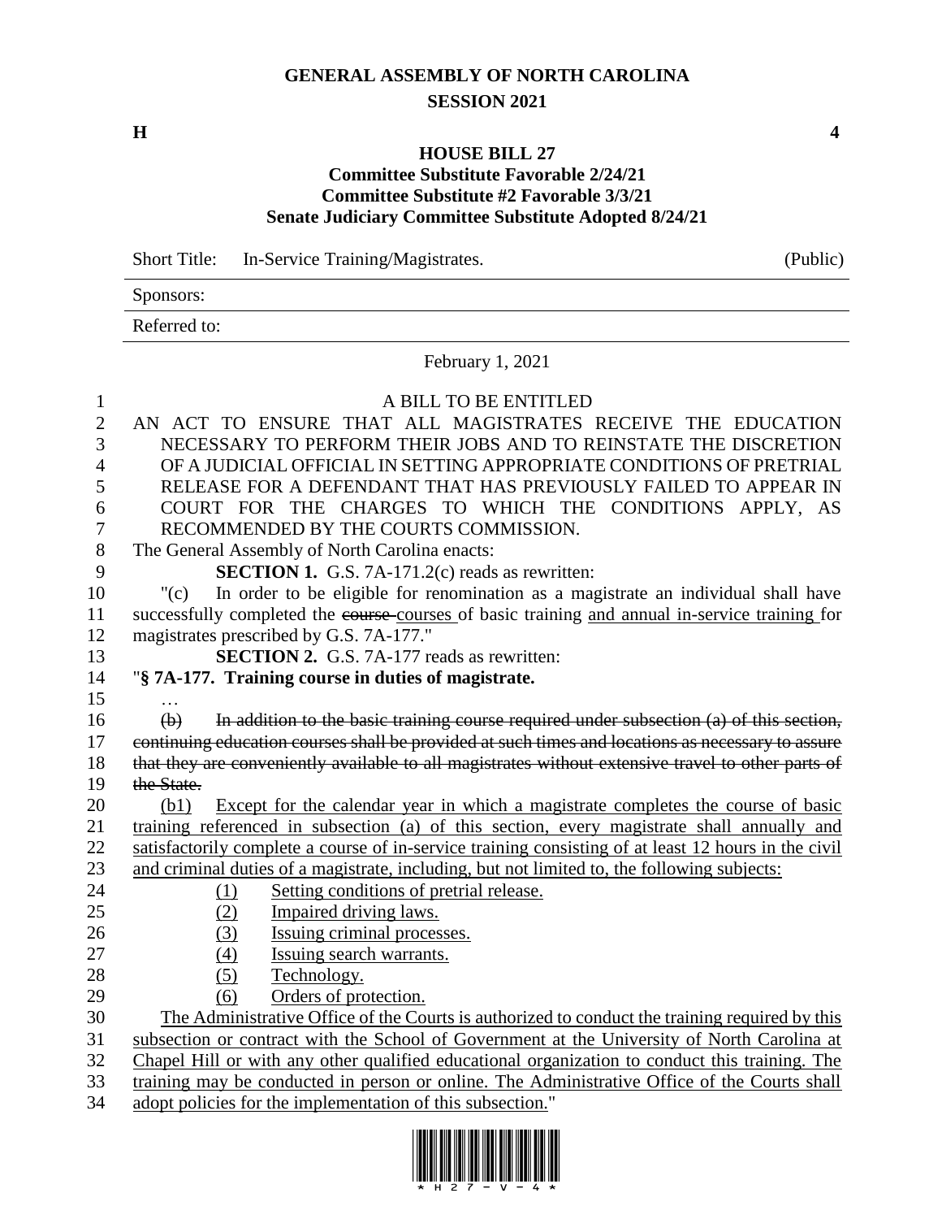# GENERAL ASSEMBLY OF NORTH CAROLINA
## SESSION 2021

**H** **4**

### HOUSE BILL 27
**Committee Substitute Favorable 2/24/21**
**Committee Substitute #2 Favorable 3/3/21**
**Senate Judiciary Committee Substitute Adopted 8/24/21**

Short Title: In-Service Training/Magistrates. (Public)

Sponsors:

Referred to:

February 1, 2021

A BILL TO BE ENTITLED

AN ACT TO ENSURE THAT ALL MAGISTRATES RECEIVE THE EDUCATION NECESSARY TO PERFORM THEIR JOBS AND TO REINSTATE THE DISCRETION OF A JUDICIAL OFFICIAL IN SETTING APPROPRIATE CONDITIONS OF PRETRIAL RELEASE FOR A DEFENDANT THAT HAS PREVIOUSLY FAILED TO APPEAR IN COURT FOR THE CHARGES TO WHICH THE CONDITIONS APPLY, AS RECOMMENDED BY THE COURTS COMMISSION.

The General Assembly of North Carolina enacts:

**SECTION 1.** G.S. 7A-171.2(c) reads as rewritten:

"(c) In order to be eligible for renomination as a magistrate an individual shall have successfully completed the ~~course~~ courses of basic training and annual in-service training for magistrates prescribed by G.S. 7A-177."

**SECTION 2.** G.S. 7A-177 reads as rewritten:

"**§ 7A-177. Training course in duties of magistrate.**

…

~~(b) In addition to the basic training course required under subsection (a) of this section, continuing education courses shall be provided at such times and locations as necessary to assure that they are conveniently available to all magistrates without extensive travel to other parts of the State.~~

(b1) Except for the calendar year in which a magistrate completes the course of basic training referenced in subsection (a) of this section, every magistrate shall annually and satisfactorily complete a course of in-service training consisting of at least 12 hours in the civil and criminal duties of a magistrate, including, but not limited to, the following subjects:

(1) Setting conditions of pretrial release.
(2) Impaired driving laws.
(3) Issuing criminal processes.
(4) Issuing search warrants.
(5) Technology.
(6) Orders of protection.

The Administrative Office of the Courts is authorized to conduct the training required by this subsection or contract with the School of Government at the University of North Carolina at Chapel Hill or with any other qualified educational organization to conduct this training. The training may be conducted in person or online. The Administrative Office of the Courts shall adopt policies for the implementation of this subsection."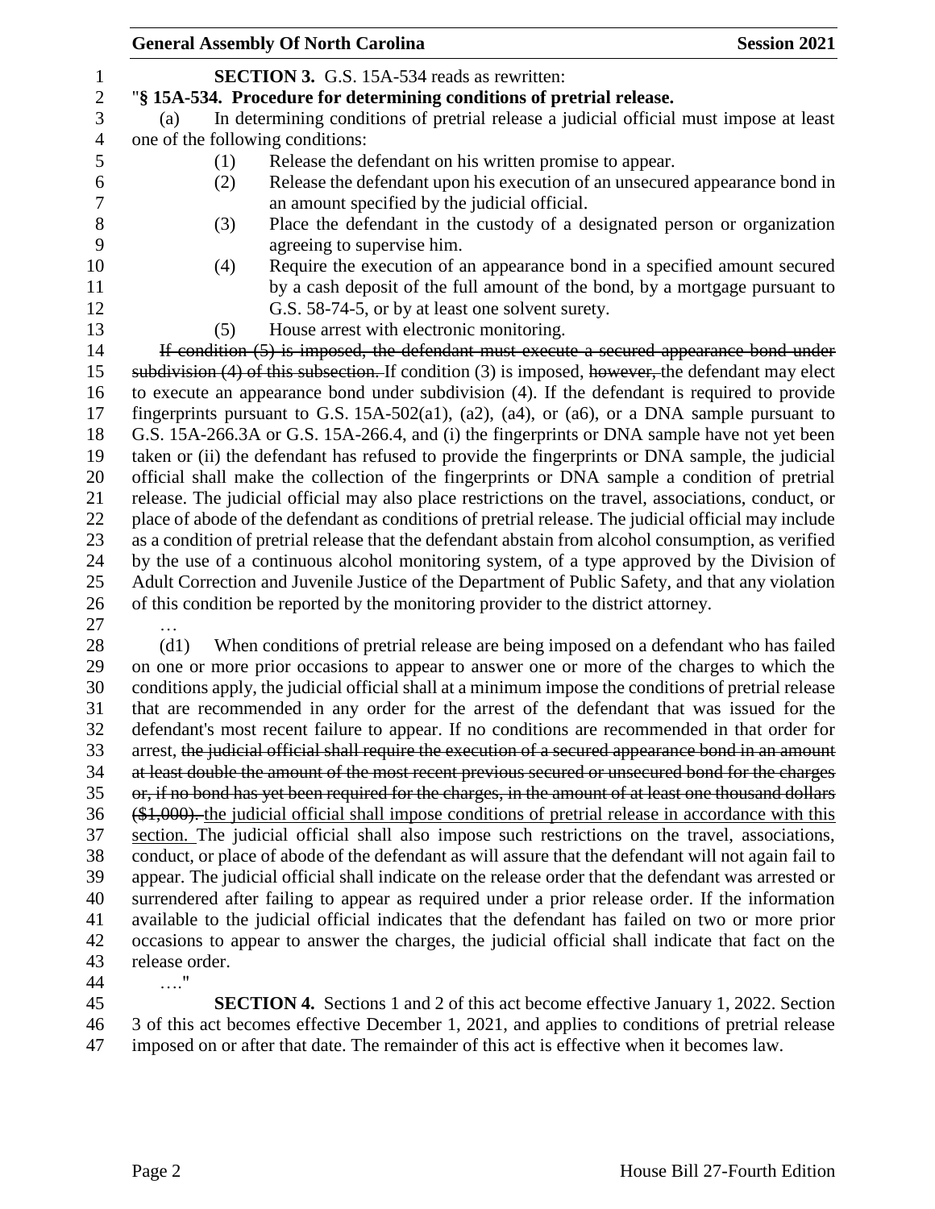**SECTION 3.** G.S. 15A-534 reads as rewritten:

"**§ 15A-534. Procedure for determining conditions of pretrial release.**

(a) In determining conditions of pretrial release a judicial official must impose at least one of the following conditions:

(1) Release the defendant on his written promise to appear.

(2) Release the defendant upon his execution of an unsecured appearance bond in an amount specified by the judicial official.

(3) Place the defendant in the custody of a designated person or organization agreeing to supervise him.

(4) Require the execution of an appearance bond in a specified amount secured by a cash deposit of the full amount of the bond, by a mortgage pursuant to G.S. 58-74-5, or by at least one solvent surety.

(5) House arrest with electronic monitoring.

~~If condition (5) is imposed, the defendant must execute a secured appearance bond under subdivision (4) of this subsection.~~ If condition (3) is imposed, ~~however,~~ the defendant may elect to execute an appearance bond under subdivision (4). If the defendant is required to provide fingerprints pursuant to G.S. 15A-502(a1), (a2), (a4), or (a6), or a DNA sample pursuant to G.S. 15A-266.3A or G.S. 15A-266.4, and (i) the fingerprints or DNA sample have not yet been taken or (ii) the defendant has refused to provide the fingerprints or DNA sample, the judicial official shall make the collection of the fingerprints or DNA sample a condition of pretrial release. The judicial official may also place restrictions on the travel, associations, conduct, or place of abode of the defendant as conditions of pretrial release. The judicial official may include as a condition of pretrial release that the defendant abstain from alcohol consumption, as verified by the use of a continuous alcohol monitoring system, of a type approved by the Division of Adult Correction and Juvenile Justice of the Department of Public Safety, and that any violation of this condition be reported by the monitoring provider to the district attorney.

…

(d1) When conditions of pretrial release are being imposed on a defendant who has failed on one or more prior occasions to appear to answer one or more of the charges to which the conditions apply, the judicial official shall at a minimum impose the conditions of pretrial release that are recommended in any order for the arrest of the defendant that was issued for the defendant's most recent failure to appear. If no conditions are recommended in that order for arrest, ~~the judicial official shall require the execution of a secured appearance bond in an amount at least double the amount of the most recent previous secured or unsecured bond for the charges or, if no bond has yet been required for the charges, in the amount of at least one thousand dollars ($1,000).~~ <u>the judicial official shall impose conditions of pretrial release in accordance with this section.</u> The judicial official shall also impose such restrictions on the travel, associations, conduct, or place of abode of the defendant as will assure that the defendant will not again fail to appear. The judicial official shall indicate on the release order that the defendant was arrested or surrendered after failing to appear as required under a prior release order. If the information available to the judicial official indicates that the defendant has failed on two or more prior occasions to appear to answer the charges, the judicial official shall indicate that fact on the release order.

…."

**SECTION 4.** Sections 1 and 2 of this act become effective January 1, 2022. Section 3 of this act becomes effective December 1, 2021, and applies to conditions of pretrial release imposed on or after that date. The remainder of this act is effective when it becomes law.